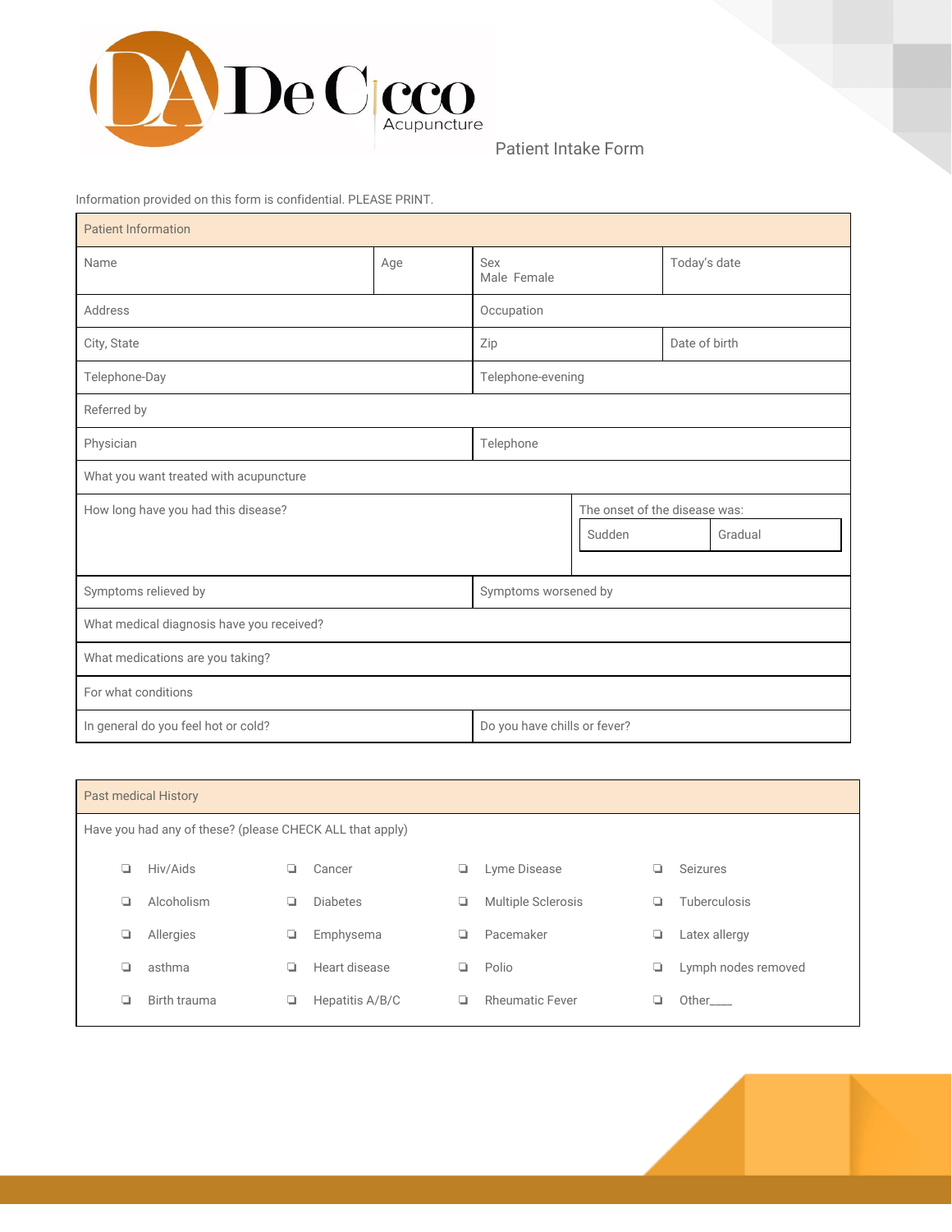# DeCicco Acupuncture

## Patient Intake Form

Information provided on this form is confidential. PLEASE PRINT.

| Patient Information | | | |
|---|---|---|---|
| Name | Age | Sex<br>Male Female | Today's date |
| Address | | Occupation | |
| City, State | | Zip | Date of birth |
| Telephone-Day | | Telephone-evening | |
| Referred by | | | |
| Physician | | Telephone | |
| What you want treated with acupuncture | | | |
| How long have you had this disease? | | The onset of the disease was:<br>Sudden / Gradual | |
| Symptoms relieved by | | Symptoms worsened by | |
| What medical diagnosis have you received? | | | |
| What medications are you taking? | | | |
| For what conditions | | | |
| In general do you feel hot or cold? | | Do you have chills or fever? | |

## Past medical History

Have you had any of these? (please CHECK ALL that apply)

| | | | |
|---|---|---|---|
| ❏ Hiv/Aids | ❏ Cancer | ❏ Lyme Disease | ❏ Seizures |
| ❏ Alcoholism | ❏ Diabetes | ❏ Multiple Sclerosis | ❏ Tuberculosis |
| ❏ Allergies | ❏ Emphysema | ❏ Pacemaker | ❏ Latex allergy |
| ❏ asthma | ❏ Heart disease | ❏ Polio | ❏ Lymph nodes removed |
| ❏ Birth trauma | ❏ Hepatitis A/B/C | ❏ Rheumatic Fever | ❏ Other____ |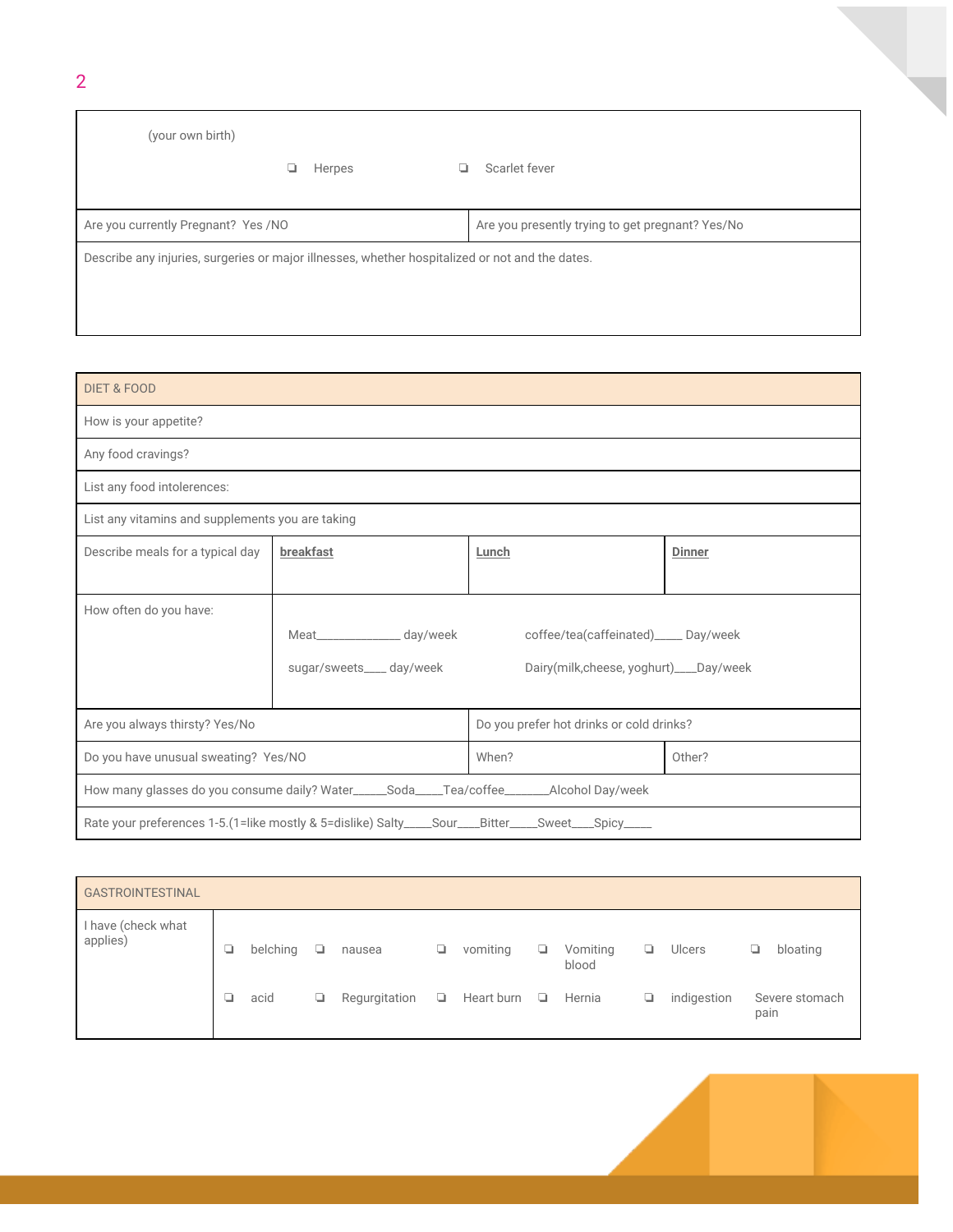| (your own birth) | |
|---|---|
| ❏ Herpes | ❏ Scarlet fever |
| Are you currently Pregnant? Yes /NO | Are you presently trying to get pregnant? Yes/No |
| Describe any injuries, surgeries or major illnesses, whether hospitalized or not and the dates. | |

| DIET & FOOD | | | |
|---|---|---|---|
| How is your appetite? | | | |
| Any food cravings? | | | |
| List any food intolerences: | | | |
| List any vitamins and supplements you are taking | | | |
| Describe meals for a typical day | **breakfast** | **Lunch** | **Dinner** |
| How often do you have: | Meat______________ day/week<br>sugar/sweets____ day/week | coffee/tea(caffeinated)_____ Day/week<br>Dairy(milk,cheese, yoghurt)____Day/week | |
| Are you always thirsty? Yes/No | | Do you prefer hot drinks or cold drinks? | |
| Do you have unusual sweating? Yes/NO | | When? | Other? |
| How many glasses do you consume daily? Water______Soda_____Tea/coffee________Alcohol Day/week | | | |
| Rate your preferences 1-5.(1=like mostly & 5=dislike) Salty_____Sour____Bitter_____Sweet____Spicy_____ | | | |

| GASTROINTESTINAL | | | | | | |
|---|---|---|---|---|---|---|
| I have (check what applies) | ❏ belching | ❏ nausea | ❏ vomiting | ❏ Vomiting blood | ❏ Ulcers | ❏ bloating |
| | ❏ acid | ❏ Regurgitation | ❏ Heart burn | ❏ Hernia | ❏ indigestion | Severe stomach pain |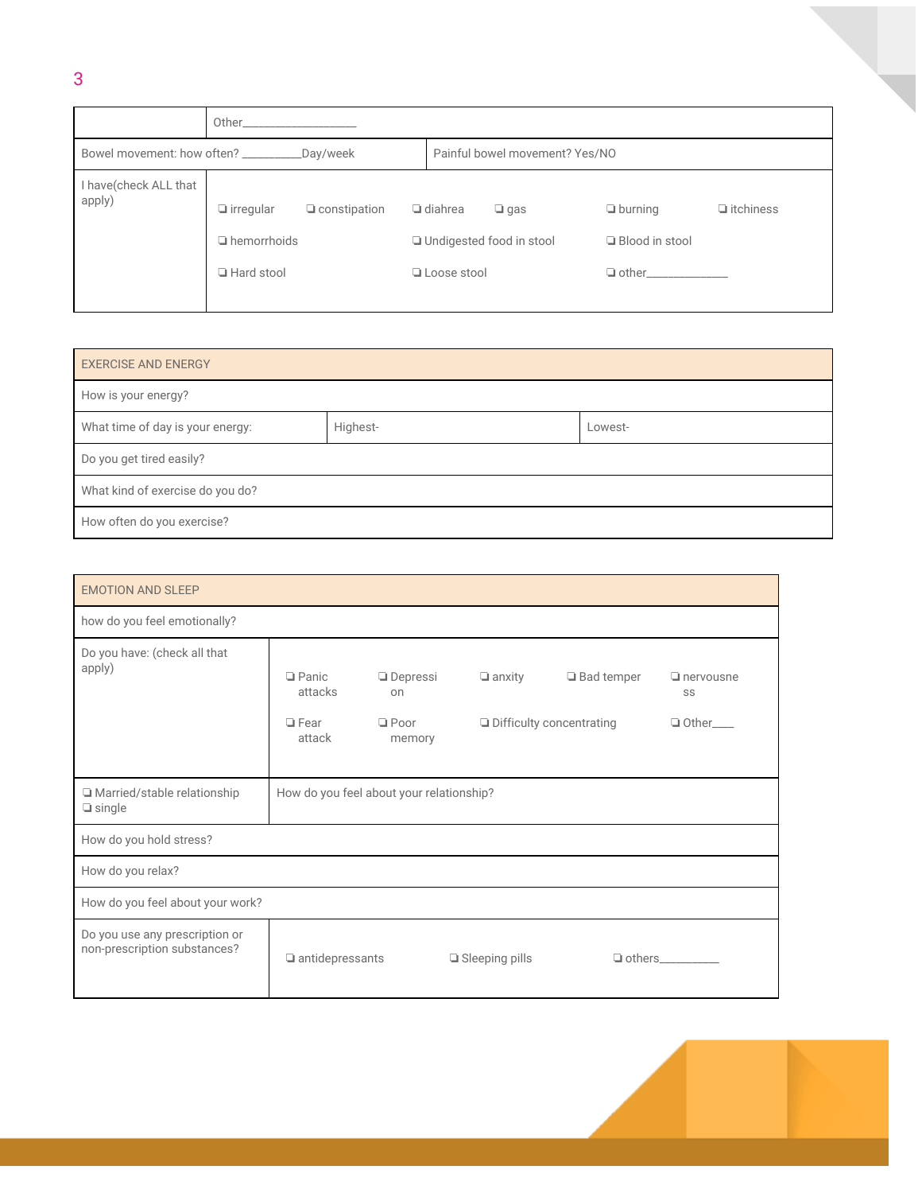| | Other__________________ |
|---|---|
| Bowel movement: how often? _________Day/week | Painful bowel movement? Yes/NO |
| I have(check ALL that apply) | ❏ irregular ❏ constipation ❏ diahrea ❏ gas ❏ burning ❏ itchiness<br>❏ hemorrhoids ❏ Undigested food in stool ❏ Blood in stool<br>❏ Hard stool ❏ Loose stool ❏ other_____________ |

| EXERCISE AND ENERGY | | |
|---|---|---|
| How is your energy? | | |
| What time of day is your energy: | Highest- | Lowest- |
| Do you get tired easily? | | |
| What kind of exercise do you do? | | |
| How often do you exercise? | | |

| EMOTION AND SLEEP | |
|---|---|
| how do you feel emotionally? | |
| Do you have: (check all that apply) | ❏ Panic attacks ❏ Depression ❏ anxity ❏ Bad temper ❏ nervousness<br>❏ Fear attack ❏ Poor memory ❏ Difficulty concentrating ❏ Other____ |
| ❏ Married/stable relationship<br>❏ single | How do you feel about your relationship? |
| How do you hold stress? | |
| How do you relax? | |
| How do you feel about your work? | |
| Do you use any prescription or non-prescription substances? | ❏ antidepressants ❏ Sleeping pills ❏ others_________ |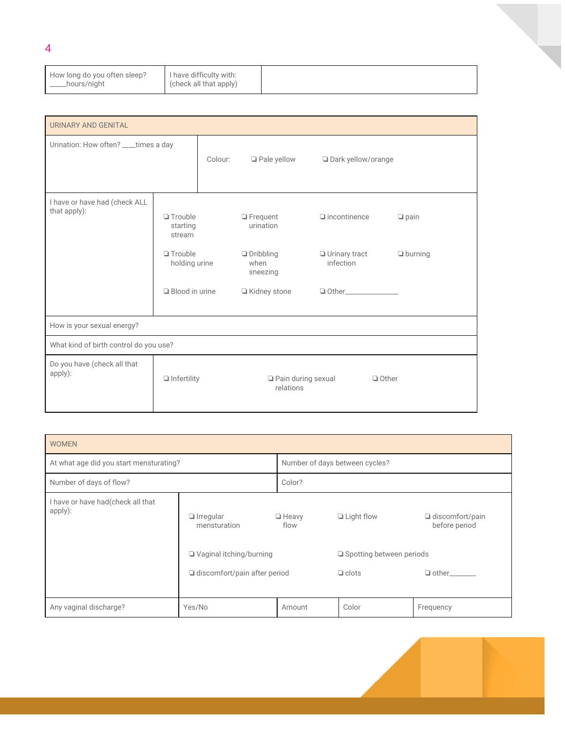| How long do you often sleep? ____hours/night | I have difficulty with: (check all that apply) | |
|---|---|---|

| URINARY AND GENITAL | | | | |
|---|---|---|---|---|
| Urination: How often? ____times a day | Colour: | ❏ Pale yellow | ❏ Dark yellow/orange | |
| I have or have had (check ALL that apply): | ❏ Trouble starting stream | ❏ Frequent urination | ❏ incontinence | ❏ pain |
| | ❏ Trouble holding urine | ❏ Dribbling when sneezing | ❏ Urinary tract infection | ❏ burning |
| | ❏ Blood in urine | ❏ Kidney stone | ❏ Other______________ | |
| How is your sexual energy? | | | | |
| What kind of birth control do you use? | | | | |
| Do you have (check all that apply): | ❏ Infertility | ❏ Pain during sexual relations | ❏ Other | |

| WOMEN | | | | |
|---|---|---|---|---|
| At what age did you start mensturating? | | Number of days between cycles? | | |
| Number of days of flow? | | Color? | | |
| I have or have had(check all that apply): | ❏ Irregular mensturation | ❏ Heavy flow | ❏ Light flow | ❏ discomfort/pain before period |
| | ❏ Vaginal itching/burning | | ❏ Spotting between periods | |
| | ❏ discomfort/pain after period | | ❏ clots | ❏ other_______ |
| Any vaginal discharge? | Yes/No | Amount | Color | Frequency |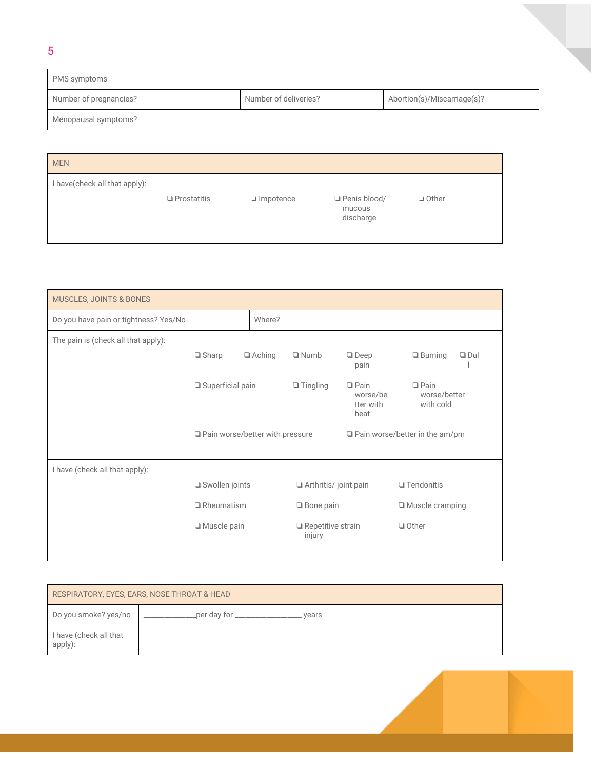| PMS symptoms | | |
|---|---|---|
| Number of pregnancies? | Number of deliveries? | Abortion(s)/Miscarriage(s)? |
| Menopausal symptoms? | | |

| MEN | |
|---|---|
| I have(check all that apply): | ❑ Prostatitis ❑ Impotence ❑ Penis blood/ mucous discharge ❑ Other |

| MUSCLES, JOINTS & BONES | |
|---|---|
| Do you have pain or tightness? Yes/No | Where? |
| The pain is (check all that apply): | ❑ Sharp ❑ Aching ❑ Numb ❑ Deep pain ❑ Burning ❑ Dull ❑ Superficial pain ❑ Tingling ❑ Pain worse/better with heat ❑ Pain worse/better with cold ❑ Pain worse/better with pressure ❑ Pain worse/better in the am/pm |
| I have (check all that apply): | ❑ Swollen joints ❑ Arthritis/ joint pain ❑ Tendonitis ❑ Rheumatism ❑ Bone pain ❑ Muscle cramping ❑ Muscle pain ❑ Repetitive strain injury ❑ Other |

| RESPIRATORY, EYES, EARS, NOSE THROAT & HEAD | |
|---|---|
| Do you smoke? yes/no | ____________per day for _______________ years |
| I have (check all that apply): | |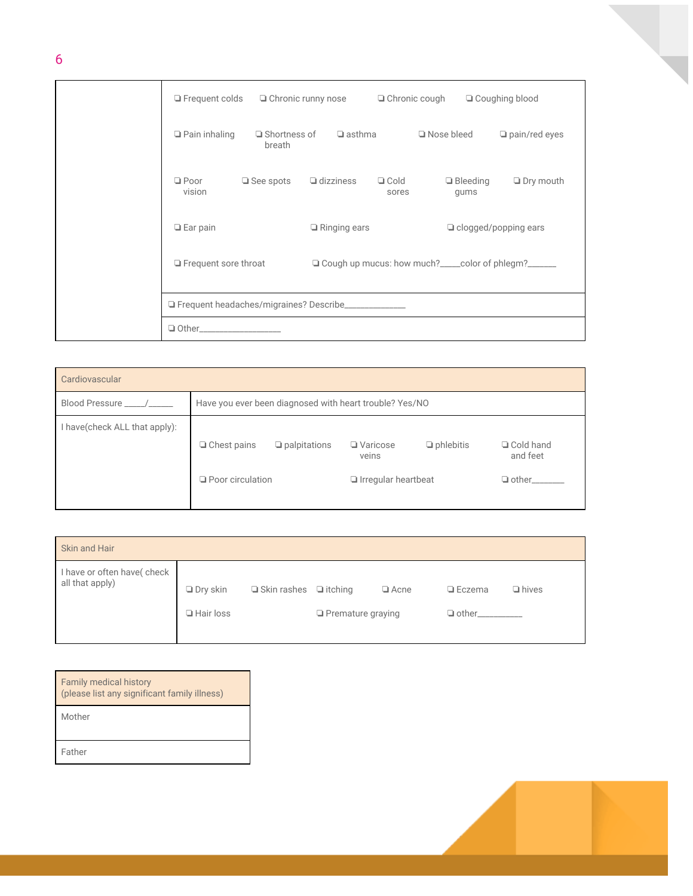| | |
|---|---|
| | ❑ Frequent colds ❑ Chronic runny nose ❑ Chronic cough ❑ Coughing blood<br>❑ Pain inhaling ❑ Shortness of breath ❑ asthma ❑ Nose bleed ❑ pain/red eyes<br>❑ Poor vision ❑ See spots ❑ dizziness ❑ Cold sores ❑ Bleeding gums ❑ Dry mouth<br>❑ Ear pain ❑ Ringing ears ❑ clogged/popping ears<br>❑ Frequent sore throat ❑ Cough up mucus: how much?_____color of phlegm?______ |
| | ❑ Frequent headaches/migraines? Describe_____________ |
| | ❑ Other__________________ |

| Cardiovascular | |
|---|---|
| Blood Pressure _____/_____ | Have you ever been diagnosed with heart trouble? Yes/NO |
| I have(check ALL that apply): | ❑ Chest pains ❑ palpitations ❑ Varicose veins ❑ phlebitis ❑ Cold hand and feet<br>❑ Poor circulation ❑ Irregular heartbeat ❑ other_______ |

| Skin and Hair | |
|---|---|
| I have or often have( check all that apply) | ❑ Dry skin ❑ Skin rashes ❑ itching ❑ Acne ❑ Eczema ❑ hives<br>❑ Hair loss ❑ Premature graying ❑ other_________ |

| Family medical history<br>(please list any significant family illness) |
|---|
| Mother |
| Father |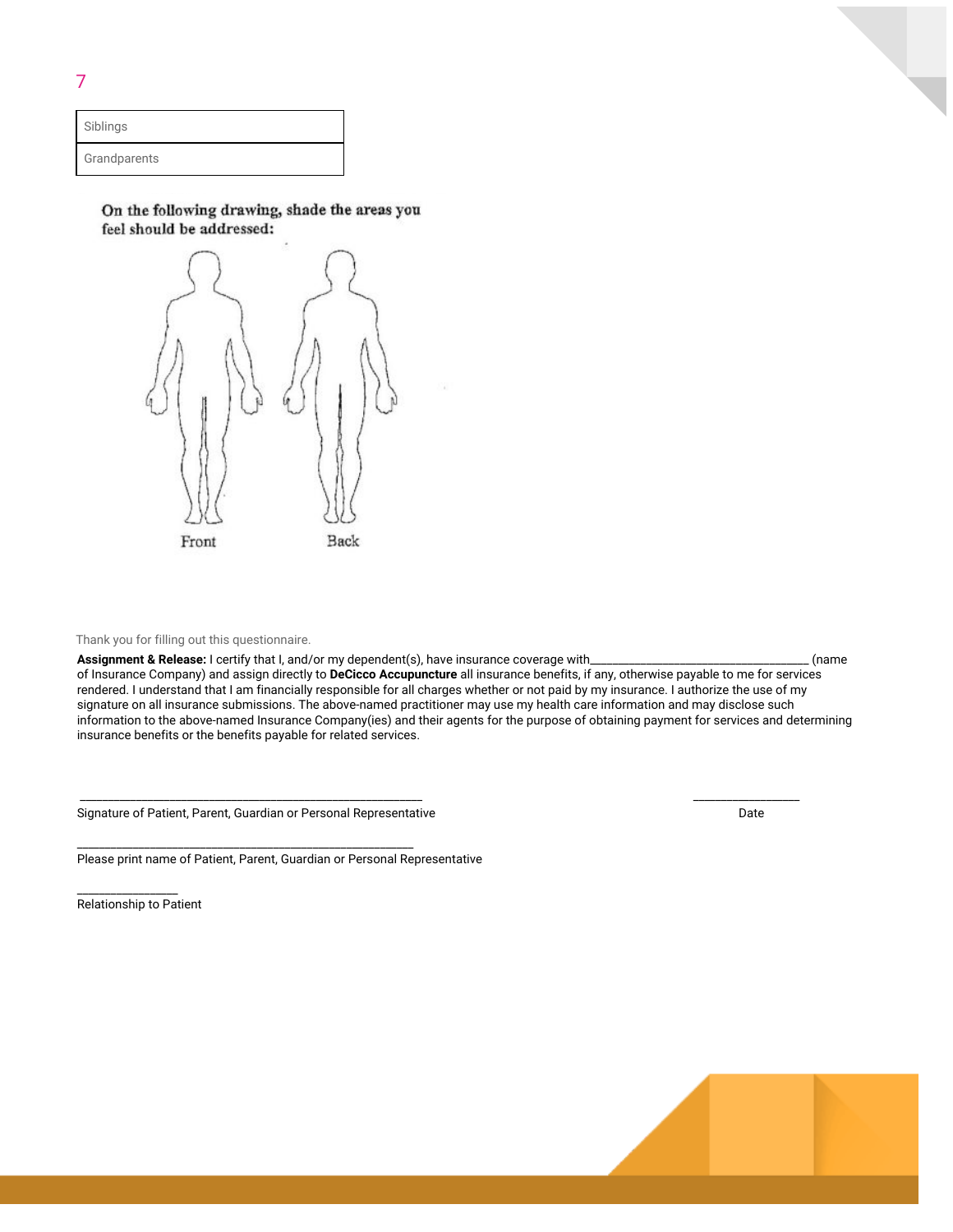| |
|---|
| Siblings |
| Grandparents |

On the following drawing, shade the areas you feel should be addressed:

Front

Back

Thank you for filling out this questionnaire.

**Assignment & Release:** I certify that I, and/or my dependent(s), have insurance coverage with___________________________________ (name of Insurance Company) and assign directly to **DeCicco Accupuncture** all insurance benefits, if any, otherwise payable to me for services rendered. I understand that I am financially responsible for all charges whether or not paid by my insurance. I authorize the use of my signature on all insurance submissions. The above-named practitioner may use my health care information and may disclose such information to the above-named Insurance Company(ies) and their agents for the purpose of obtaining payment for services and determining insurance benefits or the benefits payable for related services.

_______________________________________________________ _________________

Signature of Patient, Parent, Guardian or Personal Representative Date

______________________________________________________

Please print name of Patient, Parent, Guardian or Personal Representative

________________

Relationship to Patient